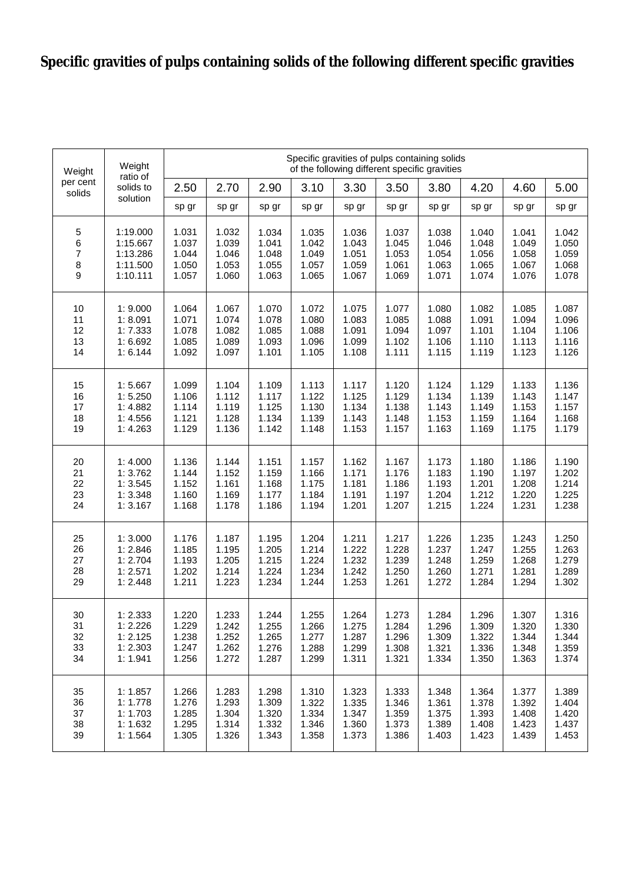# Specific gravities of pulps containing solids of the following different specific gravities

| Weight per cent solids | Weight ratio of solids to solution | Specific gravities of pulps containing solids of the following different specific gravities | | | | | | | | | |
|---|---|---|---|---|---|---|---|---|---|---|---|
| | | 2.50 | 2.70 | 2.90 | 3.10 | 3.30 | 3.50 | 3.80 | 4.20 | 4.60 | 5.00 |
| | | sp gr | sp gr | sp gr | sp gr | sp gr | sp gr | sp gr | sp gr | sp gr | sp gr |
| 5 | 1:19.000 | 1.031 | 1.032 | 1.034 | 1.035 | 1.036 | 1.037 | 1.038 | 1.040 | 1.041 | 1.042 |
| 6 | 1:15.667 | 1.037 | 1.039 | 1.041 | 1.042 | 1.043 | 1.045 | 1.046 | 1.048 | 1.049 | 1.050 |
| 7 | 1:13.286 | 1.044 | 1.046 | 1.048 | 1.049 | 1.051 | 1.053 | 1.054 | 1.056 | 1.058 | 1.059 |
| 8 | 1:11.500 | 1.050 | 1.053 | 1.055 | 1.057 | 1.059 | 1.061 | 1.063 | 1.065 | 1.067 | 1.068 |
| 9 | 1:10.111 | 1.057 | 1.060 | 1.063 | 1.065 | 1.067 | 1.069 | 1.071 | 1.074 | 1.076 | 1.078 |
| 10 | 1: 9.000 | 1.064 | 1.067 | 1.070 | 1.072 | 1.075 | 1.077 | 1.080 | 1.082 | 1.085 | 1.087 |
| 11 | 1: 8.091 | 1.071 | 1.074 | 1.078 | 1.080 | 1.083 | 1.085 | 1.088 | 1.091 | 1.094 | 1.096 |
| 12 | 1: 7.333 | 1.078 | 1.082 | 1.085 | 1.088 | 1.091 | 1.094 | 1.097 | 1.101 | 1.104 | 1.106 |
| 13 | 1: 6.692 | 1.085 | 1.089 | 1.093 | 1.096 | 1.099 | 1.102 | 1.106 | 1.110 | 1.113 | 1.116 |
| 14 | 1: 6.144 | 1.092 | 1.097 | 1.101 | 1.105 | 1.108 | 1.111 | 1.115 | 1.119 | 1.123 | 1.126 |
| 15 | 1: 5.667 | 1.099 | 1.104 | 1.109 | 1.113 | 1.117 | 1.120 | 1.124 | 1.129 | 1.133 | 1.136 |
| 16 | 1: 5.250 | 1.106 | 1.112 | 1.117 | 1.122 | 1.125 | 1.129 | 1.134 | 1.139 | 1.143 | 1.147 |
| 17 | 1: 4.882 | 1.114 | 1.119 | 1.125 | 1.130 | 1.134 | 1.138 | 1.143 | 1.149 | 1.153 | 1.157 |
| 18 | 1: 4.556 | 1.121 | 1.128 | 1.134 | 1.139 | 1.143 | 1.148 | 1.153 | 1.159 | 1.164 | 1.168 |
| 19 | 1: 4.263 | 1.129 | 1.136 | 1.142 | 1.148 | 1.153 | 1.157 | 1.163 | 1.169 | 1.175 | 1.179 |
| 20 | 1: 4.000 | 1.136 | 1.144 | 1.151 | 1.157 | 1.162 | 1.167 | 1.173 | 1.180 | 1.186 | 1.190 |
| 21 | 1: 3.762 | 1.144 | 1.152 | 1.159 | 1.166 | 1.171 | 1.176 | 1.183 | 1.190 | 1.197 | 1.202 |
| 22 | 1: 3.545 | 1.152 | 1.161 | 1.168 | 1.175 | 1.181 | 1.186 | 1.193 | 1.201 | 1.208 | 1.214 |
| 23 | 1: 3.348 | 1.160 | 1.169 | 1.177 | 1.184 | 1.191 | 1.197 | 1.204 | 1.212 | 1.220 | 1.225 |
| 24 | 1: 3.167 | 1.168 | 1.178 | 1.186 | 1.194 | 1.201 | 1.207 | 1.215 | 1.224 | 1.231 | 1.238 |
| 25 | 1: 3.000 | 1.176 | 1.187 | 1.195 | 1.204 | 1.211 | 1.217 | 1.226 | 1.235 | 1.243 | 1.250 |
| 26 | 1: 2.846 | 1.185 | 1.195 | 1.205 | 1.214 | 1.222 | 1.228 | 1.237 | 1.247 | 1.255 | 1.263 |
| 27 | 1: 2.704 | 1.193 | 1.205 | 1.215 | 1.224 | 1.232 | 1.239 | 1.248 | 1.259 | 1.268 | 1.279 |
| 28 | 1: 2.571 | 1.202 | 1.214 | 1.224 | 1.234 | 1.242 | 1.250 | 1.260 | 1.271 | 1.281 | 1.289 |
| 29 | 1: 2.448 | 1.211 | 1.223 | 1.234 | 1.244 | 1.253 | 1.261 | 1.272 | 1.284 | 1.294 | 1.302 |
| 30 | 1: 2.333 | 1.220 | 1.233 | 1.244 | 1.255 | 1.264 | 1.273 | 1.284 | 1.296 | 1.307 | 1.316 |
| 31 | 1: 2.226 | 1.229 | 1.242 | 1.255 | 1.266 | 1.275 | 1.284 | 1.296 | 1.309 | 1.320 | 1.330 |
| 32 | 1: 2.125 | 1.238 | 1.252 | 1.265 | 1.277 | 1.287 | 1.296 | 1.309 | 1.322 | 1.344 | 1.344 |
| 33 | 1: 2.303 | 1.247 | 1.262 | 1.276 | 1.288 | 1.299 | 1.308 | 1.321 | 1.336 | 1.348 | 1.359 |
| 34 | 1: 1.941 | 1.256 | 1.272 | 1.287 | 1.299 | 1.311 | 1.321 | 1.334 | 1.350 | 1.363 | 1.374 |
| 35 | 1: 1.857 | 1.266 | 1.283 | 1.298 | 1.310 | 1.323 | 1.333 | 1.348 | 1.364 | 1.377 | 1.389 |
| 36 | 1: 1.778 | 1.276 | 1.293 | 1.309 | 1.322 | 1.335 | 1.346 | 1.361 | 1.378 | 1.392 | 1.404 |
| 37 | 1: 1.703 | 1.285 | 1.304 | 1.320 | 1.334 | 1.347 | 1.359 | 1.375 | 1.393 | 1.408 | 1.420 |
| 38 | 1: 1.632 | 1.295 | 1.314 | 1.332 | 1.346 | 1.360 | 1.373 | 1.389 | 1.408 | 1.423 | 1.437 |
| 39 | 1: 1.564 | 1.305 | 1.326 | 1.343 | 1.358 | 1.373 | 1.386 | 1.403 | 1.423 | 1.439 | 1.453 |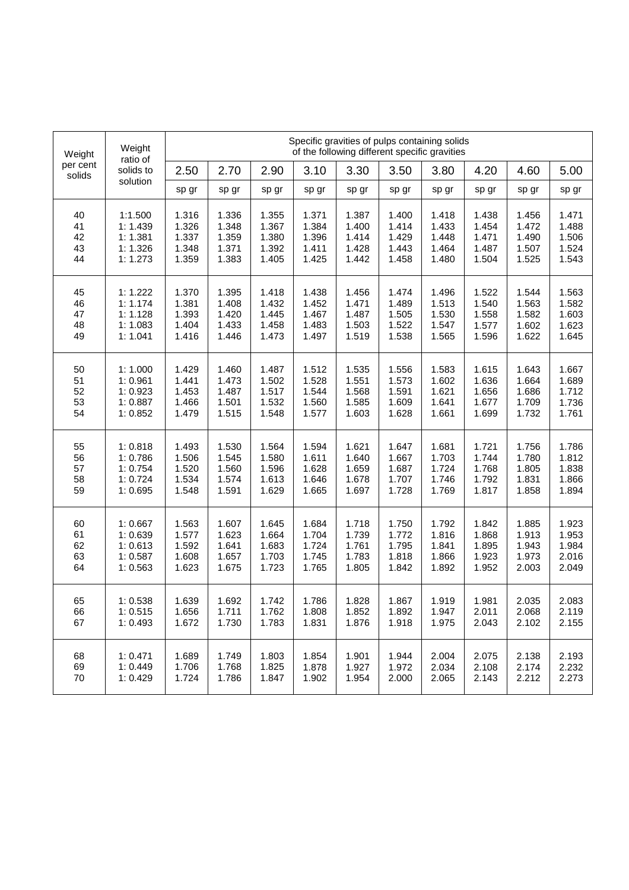| Weight per cent solids | Weight ratio of solids to solution | Specific gravities of pulps containing solids of the following different specific gravities | | | | | | | | | |
|---|---|---|---|---|---|---|---|---|---|---|---|
| | | 2.50 | 2.70 | 2.90 | 3.10 | 3.30 | 3.50 | 3.80 | 4.20 | 4.60 | 5.00 |
| | | sp gr | sp gr | sp gr | sp gr | sp gr | sp gr | sp gr | sp gr | sp gr | sp gr |
| 40 | 1:1.500 | 1.316 | 1.336 | 1.355 | 1.371 | 1.387 | 1.400 | 1.418 | 1.438 | 1.456 | 1.471 |
| 41 | 1: 1.439 | 1.326 | 1.348 | 1.367 | 1.384 | 1.400 | 1.414 | 1.433 | 1.454 | 1.472 | 1.488 |
| 42 | 1: 1.381 | 1.337 | 1.359 | 1.380 | 1.396 | 1.414 | 1.429 | 1.448 | 1.471 | 1.490 | 1.506 |
| 43 | 1: 1.326 | 1.348 | 1.371 | 1.392 | 1.411 | 1.428 | 1.443 | 1.464 | 1.487 | 1.507 | 1.524 |
| 44 | 1: 1.273 | 1.359 | 1.383 | 1.405 | 1.425 | 1.442 | 1.458 | 1.480 | 1.504 | 1.525 | 1.543 |
| 45 | 1: 1.222 | 1.370 | 1.395 | 1.418 | 1.438 | 1.456 | 1.474 | 1.496 | 1.522 | 1.544 | 1.563 |
| 46 | 1: 1.174 | 1.381 | 1.408 | 1.432 | 1.452 | 1.471 | 1.489 | 1.513 | 1.540 | 1.563 | 1.582 |
| 47 | 1: 1.128 | 1.393 | 1.420 | 1.445 | 1.467 | 1.487 | 1.505 | 1.530 | 1.558 | 1.582 | 1.603 |
| 48 | 1: 1.083 | 1.404 | 1.433 | 1.458 | 1.483 | 1.503 | 1.522 | 1.547 | 1.577 | 1.602 | 1.623 |
| 49 | 1: 1.041 | 1.416 | 1.446 | 1.473 | 1.497 | 1.519 | 1.538 | 1.565 | 1.596 | 1.622 | 1.645 |
| 50 | 1: 1.000 | 1.429 | 1.460 | 1.487 | 1.512 | 1.535 | 1.556 | 1.583 | 1.615 | 1.643 | 1.667 |
| 51 | 1: 0.961 | 1.441 | 1.473 | 1.502 | 1.528 | 1.551 | 1.573 | 1.602 | 1.636 | 1.664 | 1.689 |
| 52 | 1: 0.923 | 1.453 | 1.487 | 1.517 | 1.544 | 1.568 | 1.591 | 1.621 | 1.656 | 1.686 | 1.712 |
| 53 | 1: 0.887 | 1.466 | 1.501 | 1.532 | 1.560 | 1.585 | 1.609 | 1.641 | 1.677 | 1.709 | 1.736 |
| 54 | 1: 0.852 | 1.479 | 1.515 | 1.548 | 1.577 | 1.603 | 1.628 | 1.661 | 1.699 | 1.732 | 1.761 |
| 55 | 1: 0.818 | 1.493 | 1.530 | 1.564 | 1.594 | 1.621 | 1.647 | 1.681 | 1.721 | 1.756 | 1.786 |
| 56 | 1: 0.786 | 1.506 | 1.545 | 1.580 | 1.611 | 1.640 | 1.667 | 1.703 | 1.744 | 1.780 | 1.812 |
| 57 | 1: 0.754 | 1.520 | 1.560 | 1.596 | 1.628 | 1.659 | 1.687 | 1.724 | 1.768 | 1.805 | 1.838 |
| 58 | 1: 0.724 | 1.534 | 1.574 | 1.613 | 1.646 | 1.678 | 1.707 | 1.746 | 1.792 | 1.831 | 1.866 |
| 59 | 1: 0.695 | 1.548 | 1.591 | 1.629 | 1.665 | 1.697 | 1.728 | 1.769 | 1.817 | 1.858 | 1.894 |
| 60 | 1: 0.667 | 1.563 | 1.607 | 1.645 | 1.684 | 1.718 | 1.750 | 1.792 | 1.842 | 1.885 | 1.923 |
| 61 | 1: 0.639 | 1.577 | 1.623 | 1.664 | 1.704 | 1.739 | 1.772 | 1.816 | 1.868 | 1.913 | 1.953 |
| 62 | 1: 0.613 | 1.592 | 1.641 | 1.683 | 1.724 | 1.761 | 1.795 | 1.841 | 1.895 | 1.943 | 1.984 |
| 63 | 1: 0.587 | 1.608 | 1.657 | 1.703 | 1.745 | 1.783 | 1.818 | 1.866 | 1.923 | 1.973 | 2.016 |
| 64 | 1: 0.563 | 1.623 | 1.675 | 1.723 | 1.765 | 1.805 | 1.842 | 1.892 | 1.952 | 2.003 | 2.049 |
| 65 | 1: 0.538 | 1.639 | 1.692 | 1.742 | 1.786 | 1.828 | 1.867 | 1.919 | 1.981 | 2.035 | 2.083 |
| 66 | 1: 0.515 | 1.656 | 1.711 | 1.762 | 1.808 | 1.852 | 1.892 | 1.947 | 2.011 | 2.068 | 2.119 |
| 67 | 1: 0.493 | 1.672 | 1.730 | 1.783 | 1.831 | 1.876 | 1.918 | 1.975 | 2.043 | 2.102 | 2.155 |
| 68 | 1: 0.471 | 1.689 | 1.749 | 1.803 | 1.854 | 1.901 | 1.944 | 2.004 | 2.075 | 2.138 | 2.193 |
| 69 | 1: 0.449 | 1.706 | 1.768 | 1.825 | 1.878 | 1.927 | 1.972 | 2.034 | 2.108 | 2.174 | 2.232 |
| 70 | 1: 0.429 | 1.724 | 1.786 | 1.847 | 1.902 | 1.954 | 2.000 | 2.065 | 2.143 | 2.212 | 2.273 |